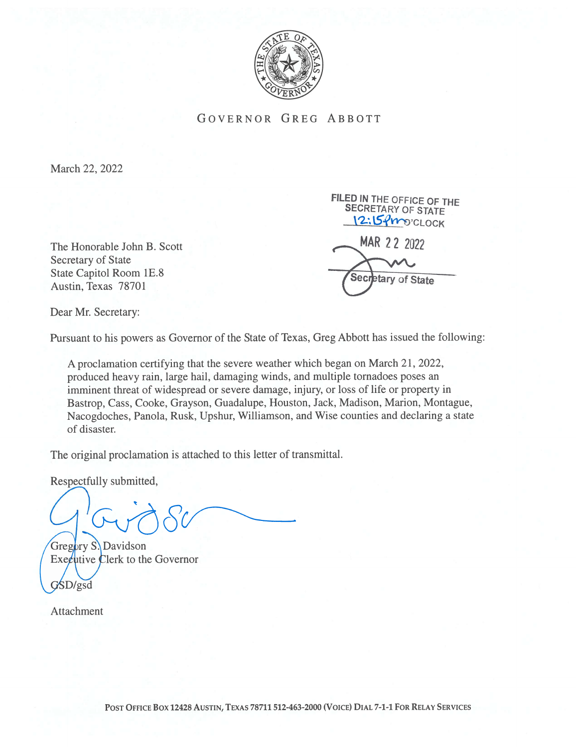GOVERNOR GREG ABBOTT

March 22, 2022

FILED IN THE OFFICE OF THE SECRETARY OF STATE
12:15pm O'CLOCK
MAR 22 2022
Secretary of State

The Honorable John B. Scott
Secretary of State
State Capitol Room 1E.8
Austin, Texas 78701

Dear Mr. Secretary:

Pursuant to his powers as Governor of the State of Texas, Greg Abbott has issued the following:

> A proclamation certifying that the severe weather which began on March 21, 2022, produced heavy rain, large hail, damaging winds, and multiple tornadoes poses an imminent threat of widespread or severe damage, injury, or loss of life or property in Bastrop, Cass, Cooke, Grayson, Guadalupe, Houston, Jack, Madison, Marion, Montague, Nacogdoches, Panola, Rusk, Upshur, Williamson, and Wise counties and declaring a state of disaster.

The original proclamation is attached to this letter of transmittal.

Respectfully submitted,

Gregory S. Davidson
Executive Clerk to the Governor

GSD/gsd

Attachment

POST OFFICE BOX 12428 AUSTIN, TEXAS 78711 512-463-2000 (VOICE) DIAL 7-1-1 FOR RELAY SERVICES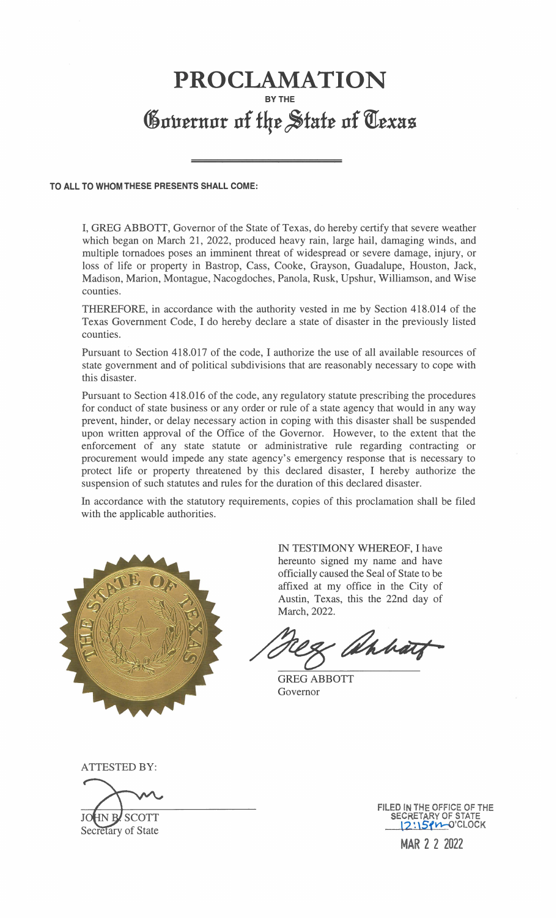# PROCLAMATION

**BY THE**

## Governor of the State of Texas

**TO ALL TO WHOM THESE PRESENTS SHALL COME:**

I, GREG ABBOTT, Governor of the State of Texas, do hereby certify that severe weather which began on March 21, 2022, produced heavy rain, large hail, damaging winds, and multiple tornadoes poses an imminent threat of widespread or severe damage, injury, or loss of life or property in Bastrop, Cass, Cooke, Grayson, Guadalupe, Houston, Jack, Madison, Marion, Montague, Nacogdoches, Panola, Rusk, Upshur, Williamson, and Wise counties.

THEREFORE, in accordance with the authority vested in me by Section 418.014 of the Texas Government Code, I do hereby declare a state of disaster in the previously listed counties.

Pursuant to Section 418.017 of the code, I authorize the use of all available resources of state government and of political subdivisions that are reasonably necessary to cope with this disaster.

Pursuant to Section 418.016 of the code, any regulatory statute prescribing the procedures for conduct of state business or any order or rule of a state agency that would in any way prevent, hinder, or delay necessary action in coping with this disaster shall be suspended upon written approval of the Office of the Governor. However, to the extent that the enforcement of any state statute or administrative rule regarding contracting or procurement would impede any state agency's emergency response that is necessary to protect life or property threatened by this declared disaster, I hereby authorize the suspension of such statutes and rules for the duration of this declared disaster.

In accordance with the statutory requirements, copies of this proclamation shall be filed with the applicable authorities.

IN TESTIMONY WHEREOF, I have hereunto signed my name and have officially caused the Seal of State to be affixed at my office in the City of Austin, Texas, this the 22nd day of March, 2022.

GREG ABBOTT
Governor

ATTESTED BY:

JOHN B. SCOTT
Secretary of State

FILED IN THE OFFICE OF THE SECRETARY OF STATE
12:15pm O'CLOCK

MAR 2 2 2022